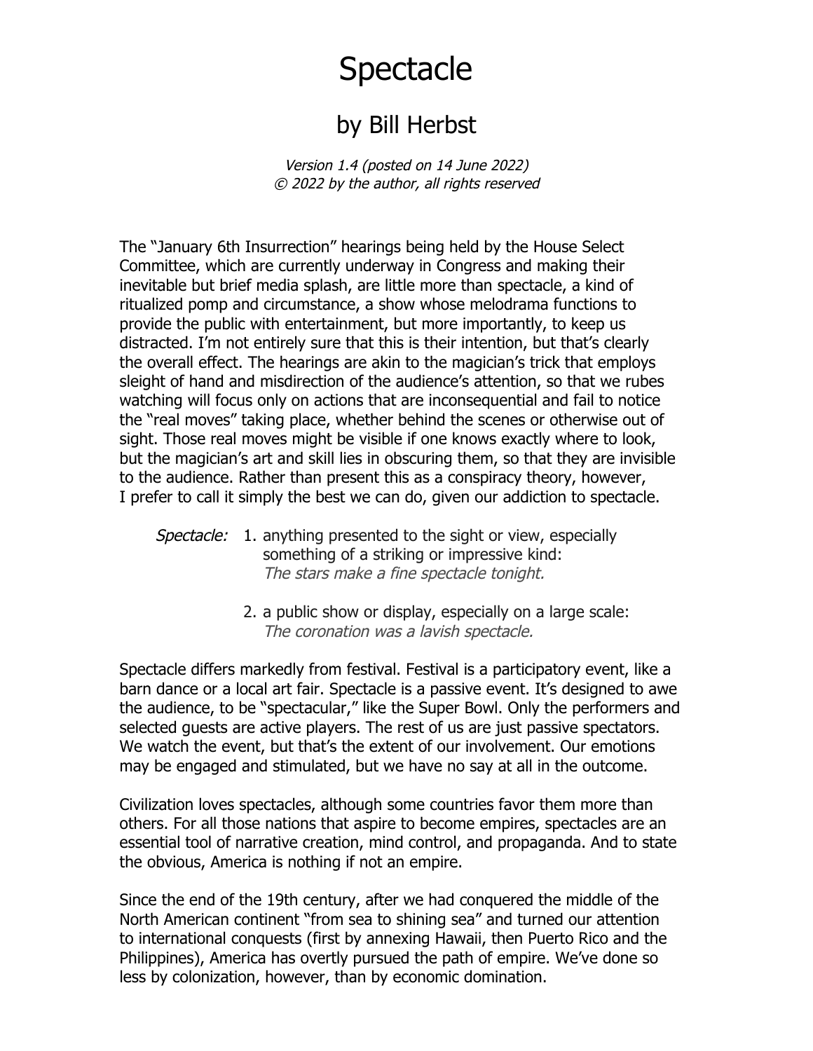# Spectacle

## by Bill Herbst

*Version 1.4 (posted on 14 June 2022)*
*© 2022 by the author, all rights reserved*

The "January 6th Insurrection" hearings being held by the House Select Committee, which are currently underway in Congress and making their inevitable but brief media splash, are little more than spectacle, a kind of ritualized pomp and circumstance, a show whose melodrama functions to provide the public with entertainment, but more importantly, to keep us distracted. I'm not entirely sure that this is their intention, but that's clearly the overall effect. The hearings are akin to the magician's trick that employs sleight of hand and misdirection of the audience's attention, so that we rubes watching will focus only on actions that are inconsequential and fail to notice the "real moves" taking place, whether behind the scenes or otherwise out of sight. Those real moves might be visible if one knows exactly where to look, but the magician's art and skill lies in obscuring them, so that they are invisible to the audience. Rather than present this as a conspiracy theory, however, I prefer to call it simply the best we can do, given our addiction to spectacle.

*Spectacle:*

1. anything presented to the sight or view, especially something of a striking or impressive kind:
   *The stars make a fine spectacle tonight.*

2. a public show or display, especially on a large scale:
   *The coronation was a lavish spectacle.*

Spectacle differs markedly from festival. Festival is a participatory event, like a barn dance or a local art fair. Spectacle is a passive event. It's designed to awe the audience, to be "spectacular," like the Super Bowl. Only the performers and selected guests are active players. The rest of us are just passive spectators. We watch the event, but that's the extent of our involvement. Our emotions may be engaged and stimulated, but we have no say at all in the outcome.

Civilization loves spectacles, although some countries favor them more than others. For all those nations that aspire to become empires, spectacles are an essential tool of narrative creation, mind control, and propaganda. And to state the obvious, America is nothing if not an empire.

Since the end of the 19th century, after we had conquered the middle of the North American continent "from sea to shining sea" and turned our attention to international conquests (first by annexing Hawaii, then Puerto Rico and the Philippines), America has overtly pursued the path of empire. We've done so less by colonization, however, than by economic domination.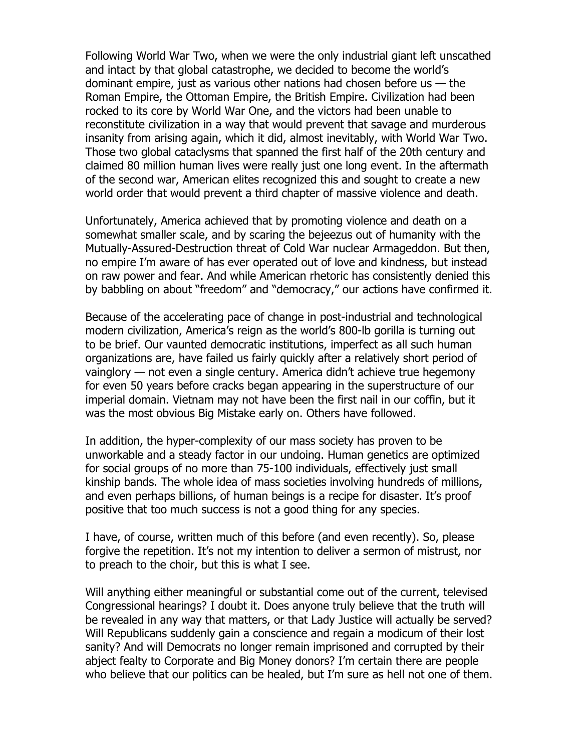Following World War Two, when we were the only industrial giant left unscathed and intact by that global catastrophe, we decided to become the world's dominant empire, just as various other nations had chosen before us — the Roman Empire, the Ottoman Empire, the British Empire. Civilization had been rocked to its core by World War One, and the victors had been unable to reconstitute civilization in a way that would prevent that savage and murderous insanity from arising again, which it did, almost inevitably, with World War Two. Those two global cataclysms that spanned the first half of the 20th century and claimed 80 million human lives were really just one long event. In the aftermath of the second war, American elites recognized this and sought to create a new world order that would prevent a third chapter of massive violence and death.

Unfortunately, America achieved that by promoting violence and death on a somewhat smaller scale, and by scaring the bejeezus out of humanity with the Mutually-Assured-Destruction threat of Cold War nuclear Armageddon. But then, no empire I'm aware of has ever operated out of love and kindness, but instead on raw power and fear. And while American rhetoric has consistently denied this by babbling on about "freedom" and "democracy," our actions have confirmed it.

Because of the accelerating pace of change in post-industrial and technological modern civilization, America's reign as the world's 800-lb gorilla is turning out to be brief. Our vaunted democratic institutions, imperfect as all such human organizations are, have failed us fairly quickly after a relatively short period of vainglory — not even a single century. America didn't achieve true hegemony for even 50 years before cracks began appearing in the superstructure of our imperial domain. Vietnam may not have been the first nail in our coffin, but it was the most obvious Big Mistake early on. Others have followed.

In addition, the hyper-complexity of our mass society has proven to be unworkable and a steady factor in our undoing. Human genetics are optimized for social groups of no more than 75-100 individuals, effectively just small kinship bands. The whole idea of mass societies involving hundreds of millions, and even perhaps billions, of human beings is a recipe for disaster. It's proof positive that too much success is not a good thing for any species.

I have, of course, written much of this before (and even recently). So, please forgive the repetition. It's not my intention to deliver a sermon of mistrust, nor to preach to the choir, but this is what I see.

Will anything either meaningful or substantial come out of the current, televised Congressional hearings? I doubt it. Does anyone truly believe that the truth will be revealed in any way that matters, or that Lady Justice will actually be served? Will Republicans suddenly gain a conscience and regain a modicum of their lost sanity? And will Democrats no longer remain imprisoned and corrupted by their abject fealty to Corporate and Big Money donors? I'm certain there are people who believe that our politics can be healed, but I'm sure as hell not one of them.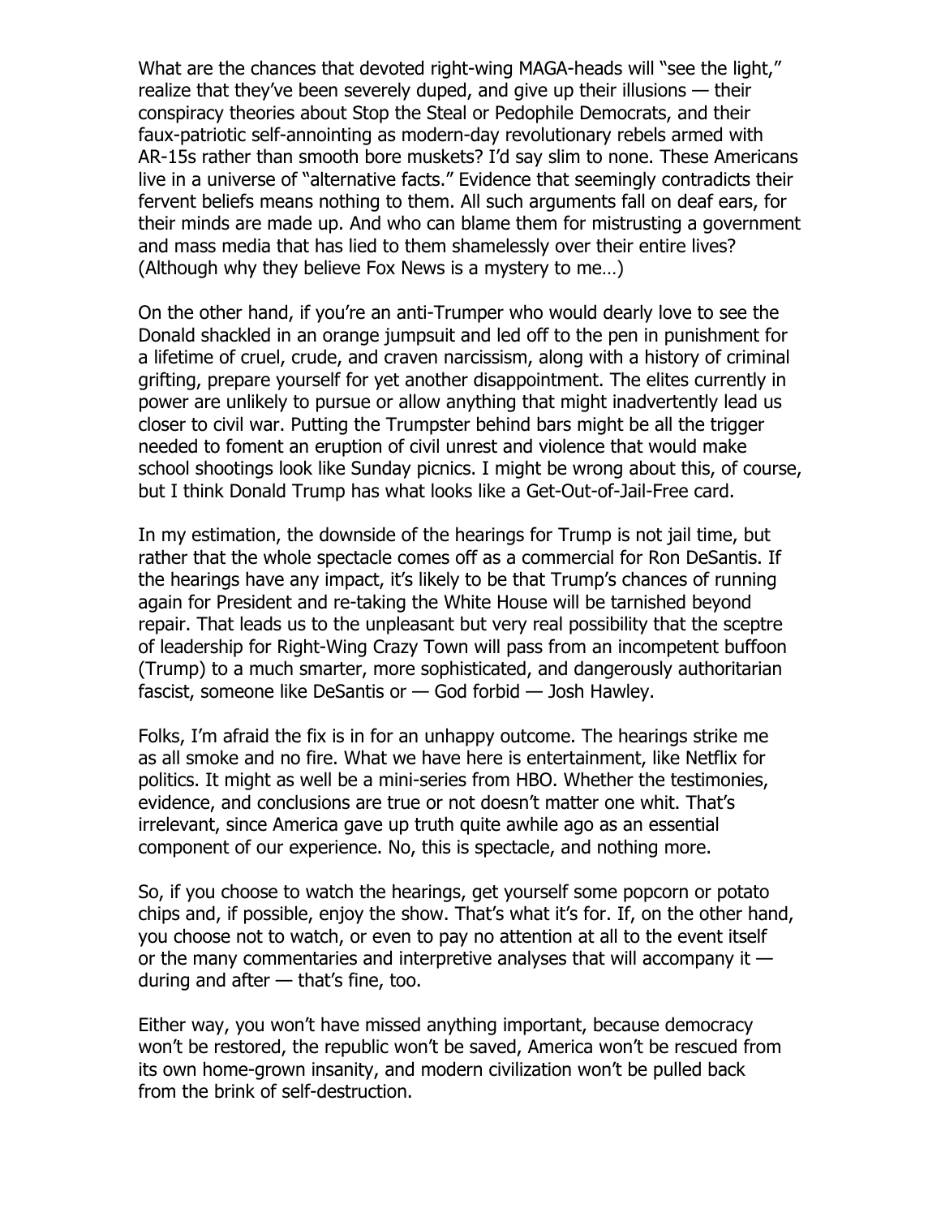What are the chances that devoted right-wing MAGA-heads will "see the light," realize that they've been severely duped, and give up their illusions — their conspiracy theories about Stop the Steal or Pedophile Democrats, and their faux-patriotic self-annointing as modern-day revolutionary rebels armed with AR-15s rather than smooth bore muskets? I'd say slim to none. These Americans live in a universe of "alternative facts." Evidence that seemingly contradicts their fervent beliefs means nothing to them. All such arguments fall on deaf ears, for their minds are made up. And who can blame them for mistrusting a government and mass media that has lied to them shamelessly over their entire lives? (Although why they believe Fox News is a mystery to me…)

On the other hand, if you're an anti-Trumper who would dearly love to see the Donald shackled in an orange jumpsuit and led off to the pen in punishment for a lifetime of cruel, crude, and craven narcissism, along with a history of criminal grifting, prepare yourself for yet another disappointment. The elites currently in power are unlikely to pursue or allow anything that might inadvertently lead us closer to civil war. Putting the Trumpster behind bars might be all the trigger needed to foment an eruption of civil unrest and violence that would make school shootings look like Sunday picnics. I might be wrong about this, of course, but I think Donald Trump has what looks like a Get-Out-of-Jail-Free card.

In my estimation, the downside of the hearings for Trump is not jail time, but rather that the whole spectacle comes off as a commercial for Ron DeSantis. If the hearings have any impact, it's likely to be that Trump's chances of running again for President and re-taking the White House will be tarnished beyond repair. That leads us to the unpleasant but very real possibility that the sceptre of leadership for Right-Wing Crazy Town will pass from an incompetent buffoon (Trump) to a much smarter, more sophisticated, and dangerously authoritarian fascist, someone like DeSantis or — God forbid — Josh Hawley.

Folks, I'm afraid the fix is in for an unhappy outcome. The hearings strike me as all smoke and no fire. What we have here is entertainment, like Netflix for politics. It might as well be a mini-series from HBO. Whether the testimonies, evidence, and conclusions are true or not doesn't matter one whit. That's irrelevant, since America gave up truth quite awhile ago as an essential component of our experience. No, this is spectacle, and nothing more.

So, if you choose to watch the hearings, get yourself some popcorn or potato chips and, if possible, enjoy the show. That's what it's for. If, on the other hand, you choose not to watch, or even to pay no attention at all to the event itself or the many commentaries and interpretive analyses that will accompany it — during and after — that's fine, too.

Either way, you won't have missed anything important, because democracy won't be restored, the republic won't be saved, America won't be rescued from its own home-grown insanity, and modern civilization won't be pulled back from the brink of self-destruction.